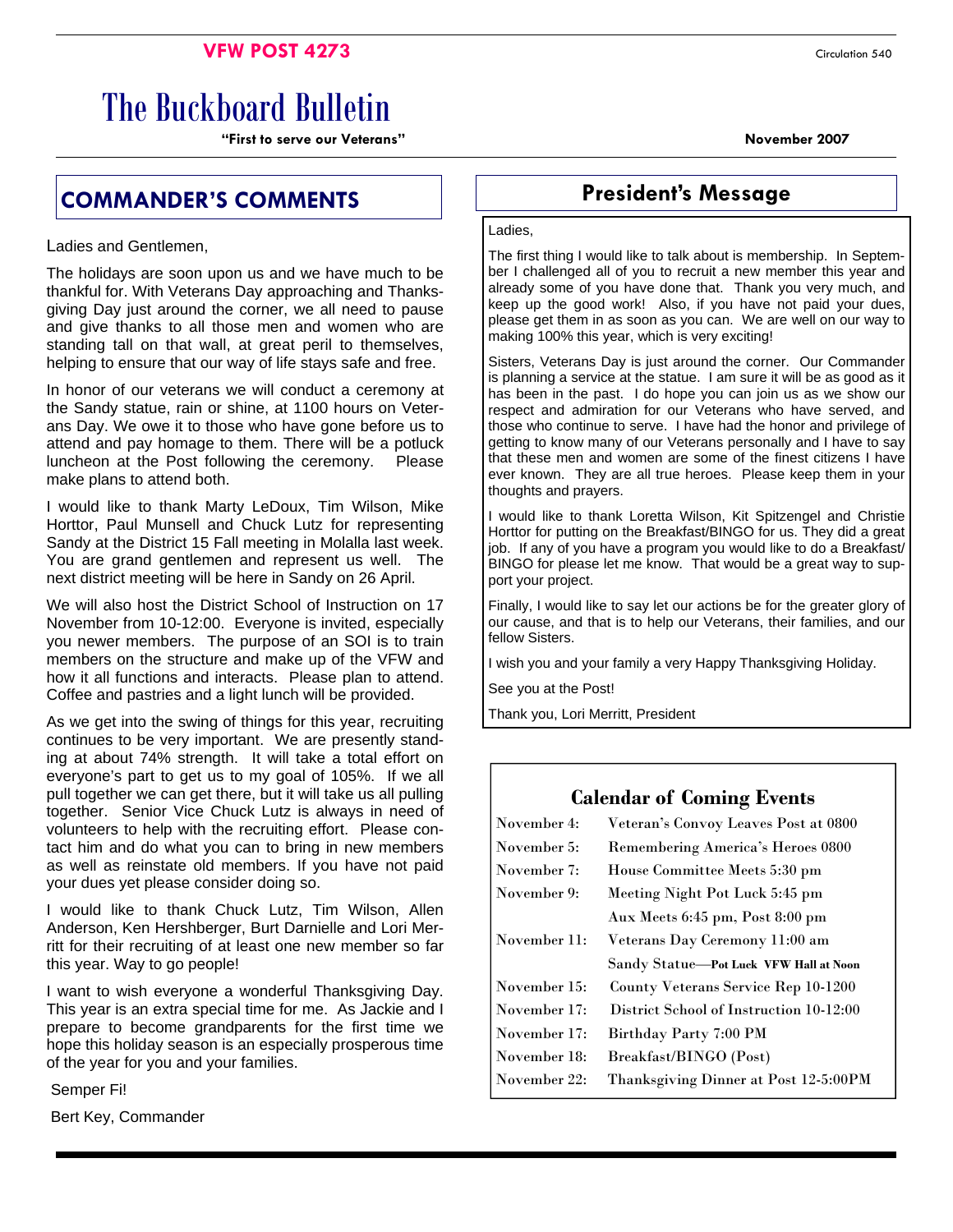**VFW POST 4273**

Circulation 540

# The Buckboard Bulletin

**"First to serve our Veterans"**

**November 2007**

## COMMANDER'S COMMENTS

Ladies and Gentlemen,

The holidays are soon upon us and we have much to be thankful for. With Veterans Day approaching and Thanksgiving Day just around the corner, we all need to pause and give thanks to all those men and women who are standing tall on that wall, at great peril to themselves, helping to ensure that our way of life stays safe and free.

In honor of our veterans we will conduct a ceremony at the Sandy statue, rain or shine, at 1100 hours on Veterans Day. We owe it to those who have gone before us to attend and pay homage to them. There will be a potluck luncheon at the Post following the ceremony. Please make plans to attend both.

I would like to thank Marty LeDoux, Tim Wilson, Mike Horttor, Paul Munsell and Chuck Lutz for representing Sandy at the District 15 Fall meeting in Molalla last week. You are grand gentlemen and represent us well. The next district meeting will be here in Sandy on 26 April.

We will also host the District School of Instruction on 17 November from 10-12:00. Everyone is invited, especially you newer members. The purpose of an SOI is to train members on the structure and make up of the VFW and how it all functions and interacts. Please plan to attend. Coffee and pastries and a light lunch will be provided.

As we get into the swing of things for this year, recruiting continues to be very important. We are presently standing at about 74% strength. It will take a total effort on everyone's part to get us to my goal of 105%. If we all pull together we can get there, but it will take us all pulling together. Senior Vice Chuck Lutz is always in need of volunteers to help with the recruiting effort. Please contact him and do what you can to bring in new members as well as reinstate old members. If you have not paid your dues yet please consider doing so.

I would like to thank Chuck Lutz, Tim Wilson, Allen Anderson, Ken Hershberger, Burt Darnielle and Lori Merritt for their recruiting of at least one new member so far this year. Way to go people!

I want to wish everyone a wonderful Thanksgiving Day. This year is an extra special time for me. As Jackie and I prepare to become grandparents for the first time we hope this holiday season is an especially prosperous time of the year for you and your families.

Semper Fi!

Bert Key, Commander

## President's Message

Ladies,

The first thing I would like to talk about is membership. In September I challenged all of you to recruit a new member this year and already some of you have done that. Thank you very much, and keep up the good work! Also, if you have not paid your dues, please get them in as soon as you can. We are well on our way to making 100% this year, which is very exciting!

Sisters, Veterans Day is just around the corner. Our Commander is planning a service at the statue. I am sure it will be as good as it has been in the past. I do hope you can join us as we show our respect and admiration for our Veterans who have served, and those who continue to serve. I have had the honor and privilege of getting to know many of our Veterans personally and I have to say that these men and women are some of the finest citizens I have ever known. They are all true heroes. Please keep them in your thoughts and prayers.

I would like to thank Loretta Wilson, Kit Spitzengel and Christie Horttor for putting on the Breakfast/BINGO for us. They did a great job. If any of you have a program you would like to do a Breakfast/BINGO for please let me know. That would be a great way to support your project.

Finally, I would like to say let our actions be for the greater glory of our cause, and that is to help our Veterans, their families, and our fellow Sisters.

I wish you and your family a very Happy Thanksgiving Holiday.

See you at the Post!

Thank you, Lori Merritt, President

### Calendar of Coming Events

| | |
|---|---|
| November 4: | Veteran's Convoy Leaves Post at 0800 |
| November 5: | Remembering America's Heroes 0800 |
| November 7: | House Committee Meets 5:30 pm |
| November 9: | Meeting Night Pot Luck 5:45 pm |
| | Aux Meets 6:45 pm, Post 8:00 pm |
| November 11: | Veterans Day Ceremony 11:00 am |
| | Sandy Statue—**Pot Luck VFW Hall at Noon** |
| November 15: | County Veterans Service Rep 10-1200 |
| November 17: | District School of Instruction 10-12:00 |
| November 17: | Birthday Party 7:00 PM |
| November 18: | Breakfast/BINGO (Post) |
| November 22: | Thanksgiving Dinner at Post 12-5:00PM |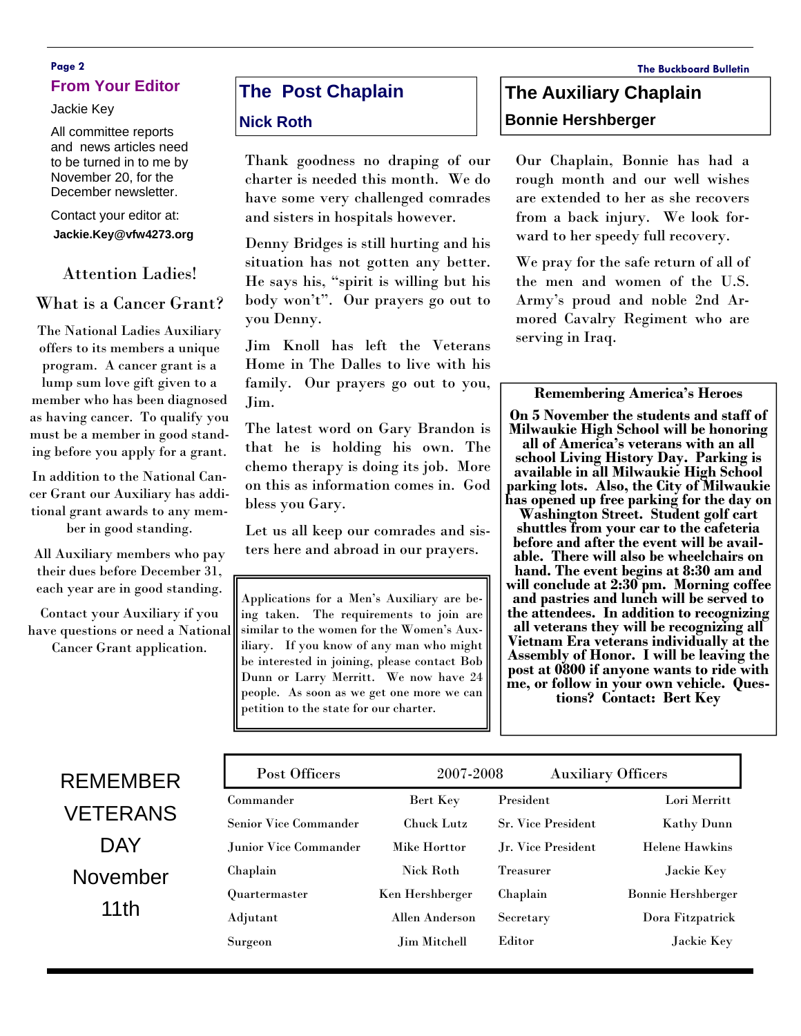## From Your Editor

Jackie Key

All committee reports and news articles need to be turned in to me by November 20, for the December newsletter.

Contact your editor at: **Jackie.Key@vfw4273.org**

### Attention Ladies!

### What is a Cancer Grant?

The National Ladies Auxiliary offers to its members a unique program. A cancer grant is a lump sum love gift given to a member who has been diagnosed as having cancer. To qualify you must be a member in good standing before you apply for a grant.

In addition to the National Cancer Grant our Auxiliary has additional grant awards to any member in good standing.

All Auxiliary members who pay their dues before December 31, each year are in good standing.

Contact your Auxiliary if you have questions or need a National Cancer Grant application.

## The Post Chaplain

### Nick Roth

Thank goodness no draping of our charter is needed this month. We do have some very challenged comrades and sisters in hospitals however.

Denny Bridges is still hurting and his situation has not gotten any better. He says his, "spirit is willing but his body won't". Our prayers go out to you Denny.

Jim Knoll has left the Veterans Home in The Dalles to live with his family. Our prayers go out to you, Jim.

The latest word on Gary Brandon is that he is holding his own. The chemo therapy is doing its job. More on this as information comes in. God bless you Gary.

Let us all keep our comrades and sisters here and abroad in our prayers.

Applications for a Men's Auxiliary are being taken. The requirements to join are similar to the women for the Women's Auxiliary. If you know of any man who might be interested in joining, please contact Bob Dunn or Larry Merritt. We now have 24 people. As soon as we get one more we can petition to the state for our charter.

## The Auxiliary Chaplain

### Bonnie Hershberger

Our Chaplain, Bonnie has had a rough month and our well wishes are extended to her as she recovers from a back injury. We look forward to her speedy full recovery.

We pray for the safe return of all of the men and women of the U.S. Army's proud and noble 2nd Armored Cavalry Regiment who are serving in Iraq.

### Remembering America's Heroes

**On 5 November the students and staff of Milwaukie High School will be honoring all of America's veterans with an all school Living History Day. Parking is available in all Milwaukie High School parking lots. Also, the City of Milwaukie has opened up free parking for the day on Washington Street. Student golf cart shuttles from your car to the cafeteria before and after the event will be available. There will also be wheelchairs on hand. The event begins at 8:30 am and will conclude at 2:30 pm. Morning coffee and pastries and lunch will be served to the attendees. In addition to recognizing all veterans they will be recognizing all Vietnam Era veterans individually at the Assembly of Honor. I will be leaving the post at 0800 if anyone wants to ride with me, or follow in your own vehicle. Questions? Contact: Bert Key**

REMEMBER VETERANS DAY November 11th

| Post Officers | 2007-2008 | Auxiliary Officers | |
|---|---|---|---|
| Commander | Bert Key | President | Lori Merritt |
| Senior Vice Commander | Chuck Lutz | Sr. Vice President | Kathy Dunn |
| Junior Vice Commander | Mike Horttor | Jr. Vice President | Helene Hawkins |
| Chaplain | Nick Roth | Treasurer | Jackie Key |
| Quartermaster | Ken Hershberger | Chaplain | Bonnie Hershberger |
| Adjutant | Allen Anderson | Secretary | Dora Fitzpatrick |
| Surgeon | Jim Mitchell | Editor | Jackie Key |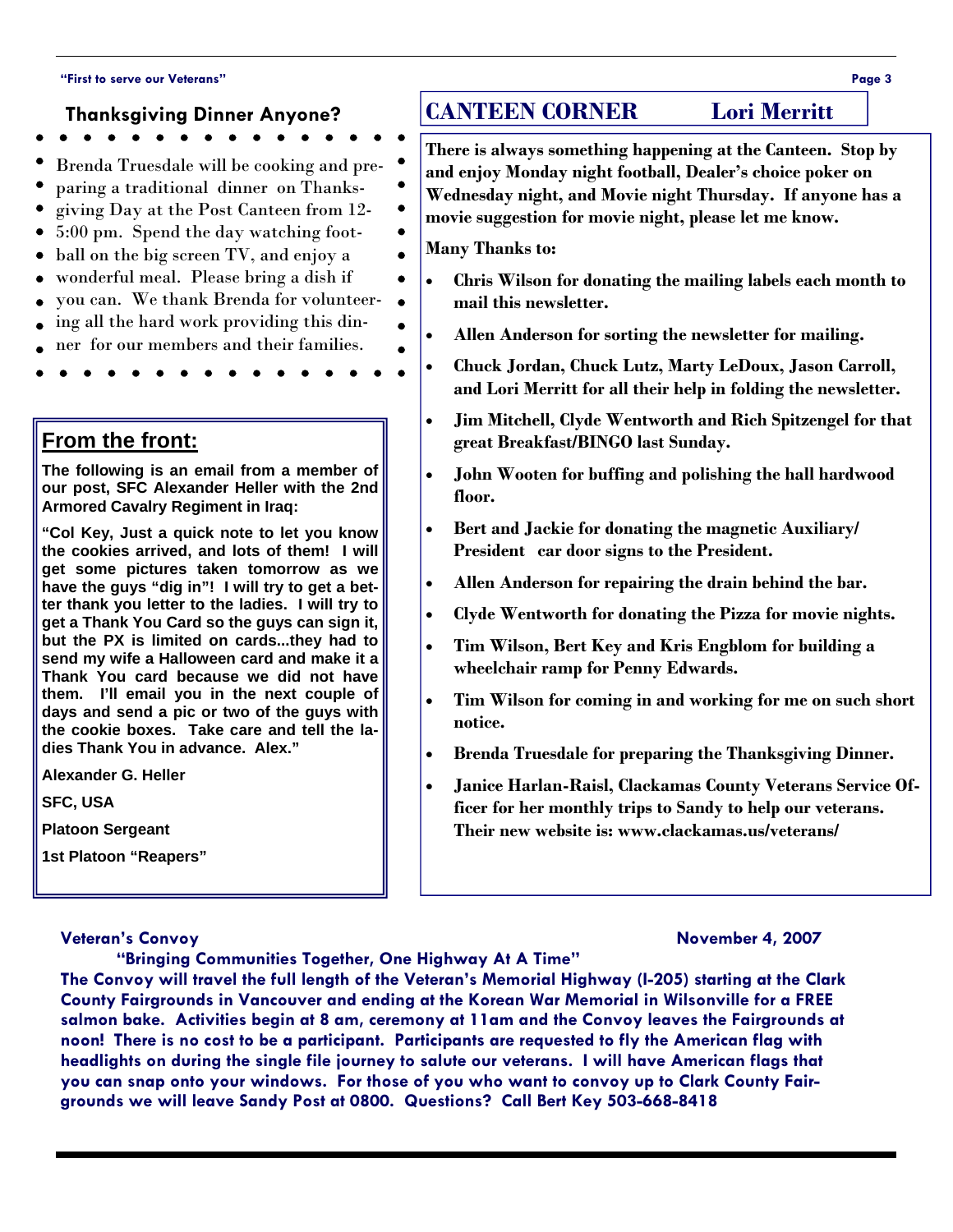## Thanksgiving Dinner Anyone?

Brenda Truesdale will be cooking and preparing a traditional dinner on Thanksgiving Day at the Post Canteen from 12-5:00 pm. Spend the day watching football on the big screen TV, and enjoy a wonderful meal. Please bring a dish if you can. We thank Brenda for volunteering all the hard work providing this dinner for our members and their families.

## From the front:

**The following is an email from a member of our post, SFC Alexander Heller with the 2nd Armored Cavalry Regiment in Iraq:**

**"Col Key, Just a quick note to let you know the cookies arrived, and lots of them! I will get some pictures taken tomorrow as we have the guys "dig in"! I will try to get a better thank you letter to the ladies. I will try to get a Thank You Card so the guys can sign it, but the PX is limited on cards...they had to send my wife a Halloween card and make it a Thank You card because we did not have them. I'll email you in the next couple of days and send a pic or two of the guys with the cookie boxes. Take care and tell the ladies Thank You in advance. Alex."**

**Alexander G. Heller**

**SFC, USA**

**Platoon Sergeant**

**1st Platoon "Reapers"**

## CANTEEN CORNER — Lori Merritt

**There is always something happening at the Canteen. Stop by and enjoy Monday night football, Dealer's choice poker on Wednesday night, and Movie night Thursday. If anyone has a movie suggestion for movie night, please let me know.**

**Many Thanks to:**

- **Chris Wilson for donating the mailing labels each month to mail this newsletter.**
- **Allen Anderson for sorting the newsletter for mailing.**
- **Chuck Jordan, Chuck Lutz, Marty LeDoux, Jason Carroll, and Lori Merritt for all their help in folding the newsletter.**
- **Jim Mitchell, Clyde Wentworth and Rich Spitzengel for that great Breakfast/BINGO last Sunday.**
- **John Wooten for buffing and polishing the hall hardwood floor.**
- **Bert and Jackie for donating the magnetic Auxiliary/ President car door signs to the President.**
- **Allen Anderson for repairing the drain behind the bar.**
- **Clyde Wentworth for donating the Pizza for movie nights.**
- **Tim Wilson, Bert Key and Kris Engblom for building a wheelchair ramp for Penny Edwards.**
- **Tim Wilson for coming in and working for me on such short notice.**
- **Brenda Truesdale for preparing the Thanksgiving Dinner.**
- **Janice Harlan-Raisl, Clackamas County Veterans Service Officer for her monthly trips to Sandy to help our veterans. Their new website is: www.clackamas.us/veterans/**

**Veteran's Convoy — November 4, 2007**

**"Bringing Communities Together, One Highway At A Time"**

**The Convoy will travel the full length of the Veteran's Memorial Highway (I-205) starting at the Clark County Fairgrounds in Vancouver and ending at the Korean War Memorial in Wilsonville for a FREE salmon bake. Activities begin at 8 am, ceremony at 11am and the Convoy leaves the Fairgrounds at noon! There is no cost to be a participant. Participants are requested to fly the American flag with headlights on during the single file journey to salute our veterans. I will have American flags that you can snap onto your windows. For those of you who want to convoy up to Clark County Fairgrounds we will leave Sandy Post at 0800. Questions? Call Bert Key 503-668-8418**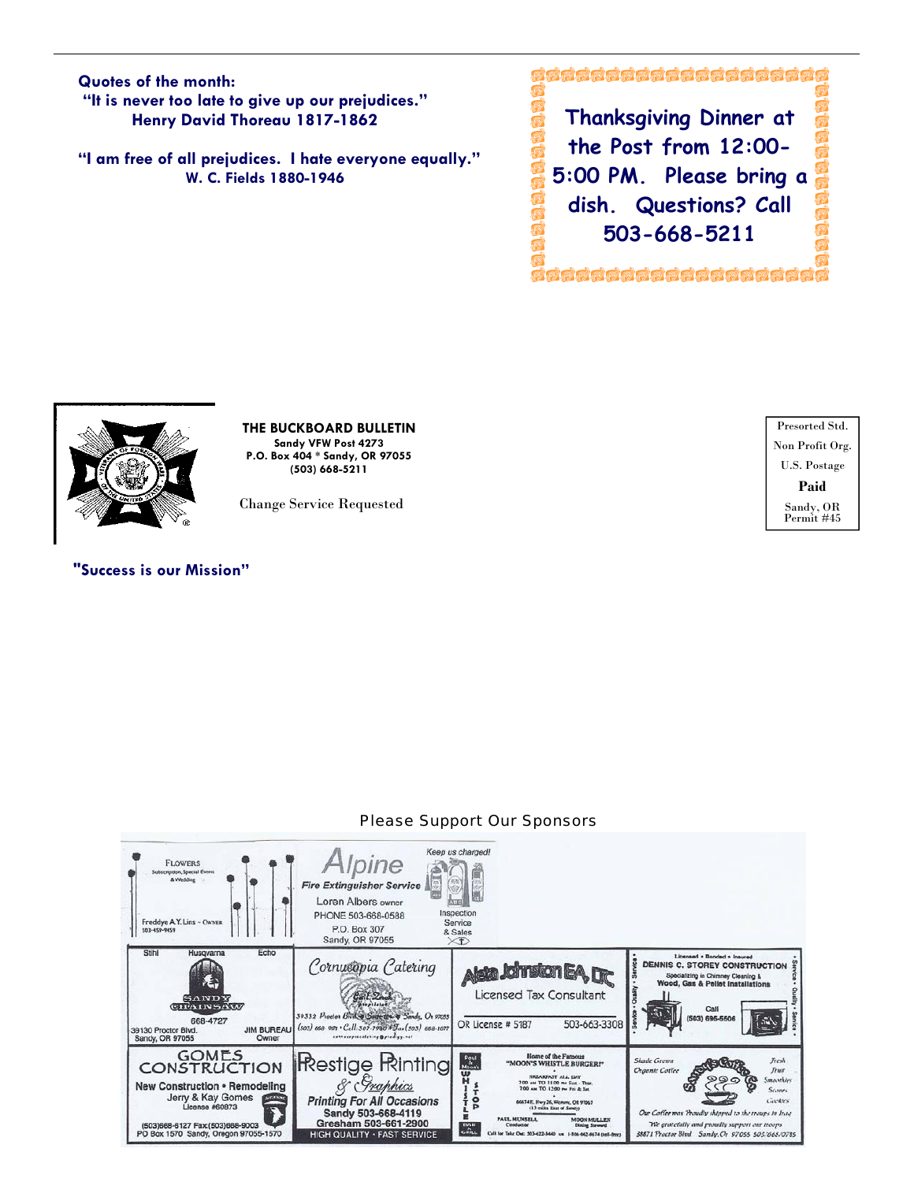**Quotes of the month:**

**"It is never too late to give up our prejudices."**
**Henry David Thoreau 1817-1862**

**"I am free of all prejudices. I hate everyone equally."**
**W. C. Fields 1880-1946**

**Thanksgiving Dinner at the Post from 12:00-5:00 PM. Please bring a dish. Questions? Call 503-668-5211**

**THE BUCKBOARD BULLETIN**
**Sandy VFW Post 4273**
**P.O. Box 404 * Sandy, OR 97055**
**(503) 668-5211**

Change Service Requested

Presorted Std.
Non Profit Org.
U.S. Postage
**Paid**
Sandy, OR
Permit #45

**"Success is our Mission"**

Please Support Our Sponsors

FLOWERS
Subscription, Special Event & Wedding
Freddye A.Y. Lins ~ Owner
503-459-9459

Alpine
Fire Extinguisher Service
Keep us charged!
Loren Albers owner
PHONE 503-668-0588
P.O. Box 307
Sandy, OR 97055
Inspection Service & Sales

Stihl Husqvarna Echo
SANDY CHAINSAW
668-4727
39130 Proctor Blvd.
Sandy, OR 97055
JIM BUREAU Owner

Cornucopia Catering
Gail Zinck
39332 Proctor Blvd. Sandy, Or 97055
(503) 668-9171 • Cell: 307-7990 • Fax (503) 668-1077

Aleta Johnston EA, LLC
Licensed Tax Consultant
OR License # 5187
503-663-3308

Licensed • Bonded • Insured
DENNIS C. STOREY CONSTRUCTION
Specializing in Chimney Cleaning & Wood, Gas & Pellet Installations
Call (503) 695-5606
Service • Quality • Service

GOMES CONSTRUCTION
New Construction • Remodeling
Jerry & Kay Gomes
License #60873
(503)668-6127 Fax(503)668-9003
PO Box 1570 Sandy, Oregon 97055-1570

Prestige Printing & Graphics
Printing For All Occasions
Sandy 503-668-4119
Gresham 503-661-2900
HIGH QUALITY • FAST SERVICE

Paul & Moon's
WHISTLE STOP
Home of the Famous "MOON'S WHISTLE BURGER!"
BREAKFAST ALL DAY
7:00 AM TO 11:00 PM Sun - Thur.
7:00 AM TO 12:00 PM Fri & Sat
66674E. Hwy 26, Welches, OR 97067
(13 miles East of Sandy)
PAUL MUNSELL Conductor
MOON MULLER Dining Steward
BAR GRILL
Call for Take Out: 503-622-3440 or 1-866-662-4674 (toll-free)

Sandy's Coffee Co.
Shade Grown Organic Coffee
Fresh Fruit Smoothies Scones Cookies
Our Coffee was Proudly shipped to the troops in Iraq
We gratefully and proudly support our troops
38871 Proctor Blvd Sandy, Or 97055 503/668/0785